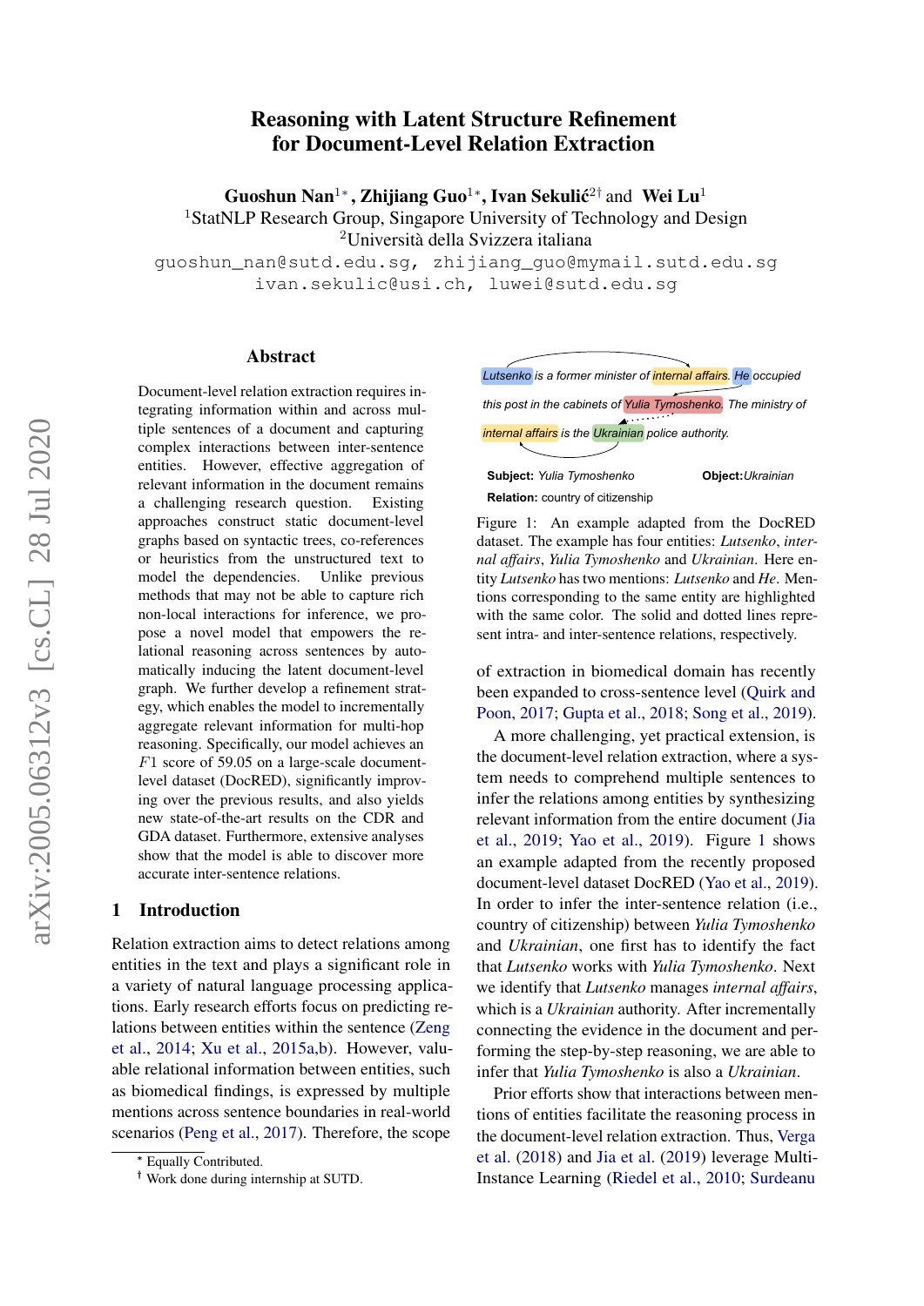# Reasoning with Latent Structure Refinement for Document-Level Relation Extraction

**Guoshun Nan**[1*], **Zhijiang Guo**[1*], **Ivan Sekulić**[2†] and **Wei Lu**[1]

[1]StatNLP Research Group, Singapore University of Technology and Design

[2]Università della Svizzera italiana

guoshun_nan@sutd.edu.sg, zhijiang_guo@mymail.sutd.edu.sg
ivan.sekulic@usi.ch, luwei@sutd.edu.sg

## Abstract

Document-level relation extraction requires integrating information within and across multiple sentences of a document and capturing complex interactions between inter-sentence entities. However, effective aggregation of relevant information in the document remains a challenging research question. Existing approaches construct static document-level graphs based on syntactic trees, co-references or heuristics from the unstructured text to model the dependencies. Unlike previous methods that may not be able to capture rich non-local interactions for inference, we propose a novel model that empowers the relational reasoning across sentences by automatically inducing the latent document-level graph. We further develop a refinement strategy, which enables the model to incrementally aggregate relevant information for multi-hop reasoning. Specifically, our model achieves an $F1$ score of 59.05 on a large-scale document-level dataset (DocRED), significantly improving over the previous results, and also yields new state-of-the-art results on the CDR and GDA dataset. Furthermore, extensive analyses show that the model is able to discover more accurate inter-sentence relations.

## 1 Introduction

Relation extraction aims to detect relations among entities in the text and plays a significant role in a variety of natural language processing applications. Early research efforts focus on predicting relations between entities within the sentence (Zeng et al., 2014; Xu et al., 2015a,b). However, valuable relational information between entities, such as biomedical findings, is expressed by multiple mentions across sentence boundaries in real-world scenarios (Peng et al., 2017). Therefore, the scope of extraction in biomedical domain has recently been expanded to cross-sentence level (Quirk and Poon, 2017; Gupta et al., 2018; Song et al., 2019).

Lutsenko is a former minister of internal affairs. He occupied this post in the cabinets of Yulia Tymoshenko. The ministry of internal affairs is the Ukrainian police authority.

**Subject:** Yulia Tymoshenko **Object:** Ukrainian
**Relation:** country of citizenship

Figure 1: An example adapted from the DocRED dataset. The example has four entities: *Lutsenko*, *internal affairs*, *Yulia Tymoshenko* and *Ukrainian*. Here entity *Lutsenko* has two mentions: *Lutsenko* and *He*. Mentions corresponding to the same entity are highlighted with the same color. The solid and dotted lines represent intra- and inter-sentence relations, respectively.

A more challenging, yet practical extension, is the document-level relation extraction, where a system needs to comprehend multiple sentences to infer the relations among entities by synthesizing relevant information from the entire document (Jia et al., 2019; Yao et al., 2019). Figure 1 shows an example adapted from the recently proposed document-level dataset DocRED (Yao et al., 2019). In order to infer the inter-sentence relation (i.e., country of citizenship) between *Yulia Tymoshenko* and *Ukrainian*, one first has to identify the fact that *Lutsenko* works with *Yulia Tymoshenko*. Next we identify that *Lutsenko* manages *internal affairs*, which is a *Ukrainian* authority. After incrementally connecting the evidence in the document and performing the step-by-step reasoning, we are able to infer that *Yulia Tymoshenko* is also a *Ukrainian*.

Prior efforts show that interactions between mentions of entities facilitate the reasoning process in the document-level relation extraction. Thus, Verga et al. (2018) and Jia et al. (2019) leverage Multi-Instance Learning (Riedel et al., 2010; Surdeanu

[*] Equally Contributed.
[†] Work done during internship at SUTD.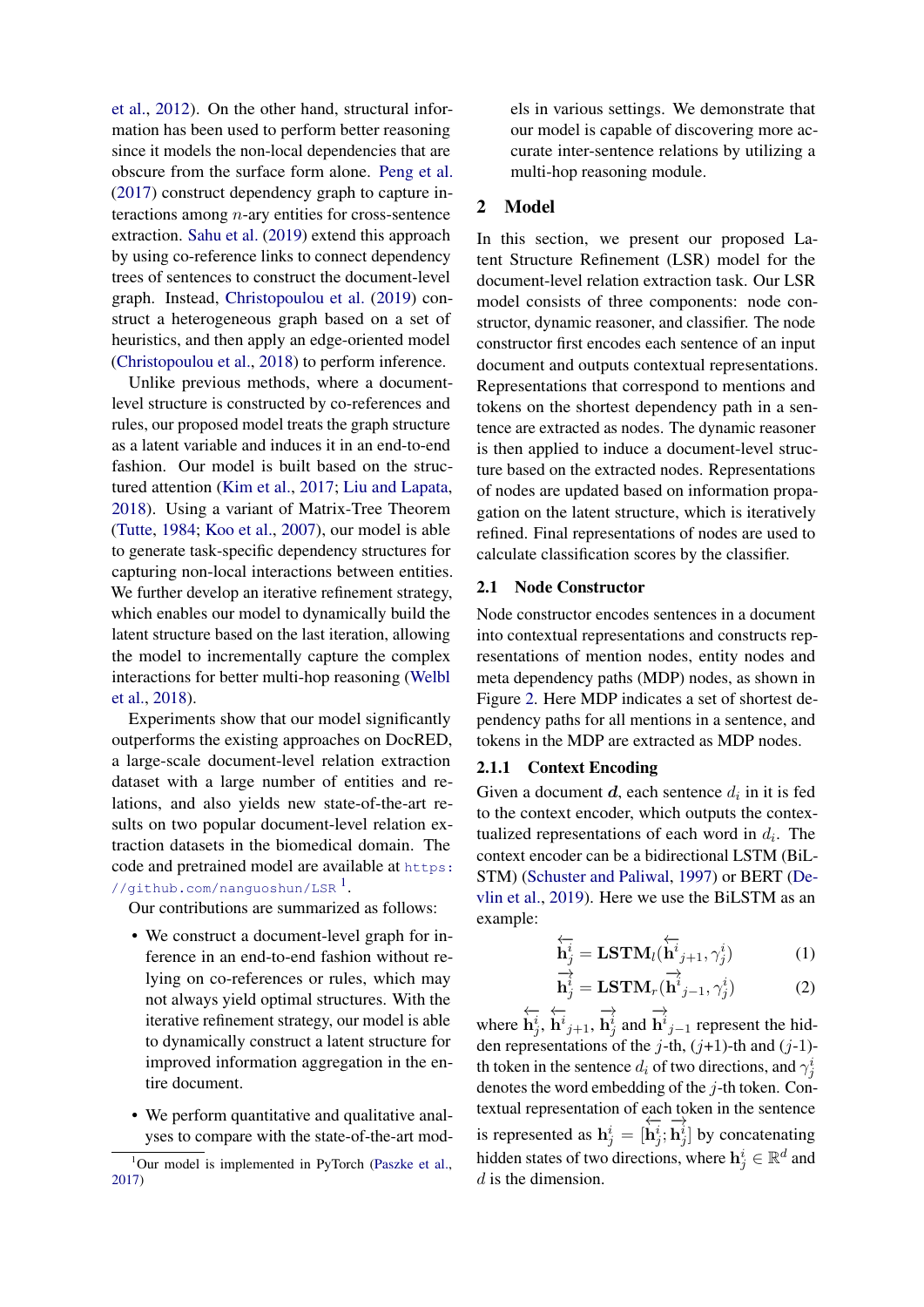et al., 2012). On the other hand, structural information has been used to perform better reasoning since it models the non-local dependencies that are obscure from the surface form alone. Peng et al. (2017) construct dependency graph to capture interactions among $n$-ary entities for cross-sentence extraction. Sahu et al. (2019) extend this approach by using co-reference links to connect dependency trees of sentences to construct the document-level graph. Instead, Christopoulou et al. (2019) construct a heterogeneous graph based on a set of heuristics, and then apply an edge-oriented model (Christopoulou et al., 2018) to perform inference.

Unlike previous methods, where a document-level structure is constructed by co-references and rules, our proposed model treats the graph structure as a latent variable and induces it in an end-to-end fashion. Our model is built based on the structured attention (Kim et al., 2017; Liu and Lapata, 2018). Using a variant of Matrix-Tree Theorem (Tutte, 1984; Koo et al., 2007), our model is able to generate task-specific dependency structures for capturing non-local interactions between entities. We further develop an iterative refinement strategy, which enables our model to dynamically build the latent structure based on the last iteration, allowing the model to incrementally capture the complex interactions for better multi-hop reasoning (Welbl et al., 2018).

Experiments show that our model significantly outperforms the existing approaches on DocRED, a large-scale document-level relation extraction dataset with a large number of entities and relations, and also yields new state-of-the-art results on two popular document-level relation extraction datasets in the biomedical domain. The code and pretrained model are available at https://github.com/nanguoshun/LSR [1].

Our contributions are summarized as follows:

- We construct a document-level graph for inference in an end-to-end fashion without relying on co-references or rules, which may not always yield optimal structures. With the iterative refinement strategy, our model is able to dynamically construct a latent structure for improved information aggregation in the entire document.
- We perform quantitative and qualitative analyses to compare with the state-of-the-art models in various settings. We demonstrate that our model is capable of discovering more accurate inter-sentence relations by utilizing a multi-hop reasoning module.

[1] Our model is implemented in PyTorch (Paszke et al., 2017)

## 2 Model

In this section, we present our proposed Latent Structure Refinement (LSR) model for the document-level relation extraction task. Our LSR model consists of three components: node constructor, dynamic reasoner, and classifier. The node constructor first encodes each sentence of an input document and outputs contextual representations. Representations that correspond to mentions and tokens on the shortest dependency path in a sentence are extracted as nodes. The dynamic reasoner is then applied to induce a document-level structure based on the extracted nodes. Representations of nodes are updated based on information propagation on the latent structure, which is iteratively refined. Final representations of nodes are used to calculate classification scores by the classifier.

### 2.1 Node Constructor

Node constructor encodes sentences in a document into contextual representations and constructs representations of mention nodes, entity nodes and meta dependency paths (MDP) nodes, as shown in Figure 2. Here MDP indicates a set of shortest dependency paths for all mentions in a sentence, and tokens in the MDP are extracted as MDP nodes.

#### 2.1.1 Context Encoding

Given a document $\boldsymbol{d}$, each sentence $d_i$ in it is fed to the context encoder, which outputs the contextualized representations of each word in $d_i$. The context encoder can be a bidirectional LSTM (BiLSTM) (Schuster and Paliwal, 1997) or BERT (Devlin et al., 2019). Here we use the BiLSTM as an example:

$$\overleftarrow{\mathbf{h}_j^i} = \mathbf{LSTM}_l(\overleftarrow{\mathbf{h}^i}_{j+1}, \gamma_j^i) \tag{1}$$

$$\overrightarrow{\mathbf{h}_j^i} = \mathbf{LSTM}_r(\overrightarrow{\mathbf{h}^i}_{j-1}, \gamma_j^i) \tag{2}$$

where $\overleftarrow{\mathbf{h}_j^i}$, $\overleftarrow{\mathbf{h}^i}_{j+1}$, $\overrightarrow{\mathbf{h}_j^i}$ and $\overrightarrow{\mathbf{h}^i}_{j-1}$ represent the hidden representations of the $j$-th, ($j$+1)-th and ($j$-1)-th token in the sentence $d_i$ of two directions, and $\gamma_j^i$ denotes the word embedding of the $j$-th token. Contextual representation of each token in the sentence is represented as $\mathbf{h}_j^i = [\overleftarrow{\mathbf{h}_j^i}; \overrightarrow{\mathbf{h}_j^i}]$ by concatenating hidden states of two directions, where $\mathbf{h}_j^i \in \mathbb{R}^d$ and $d$ is the dimension.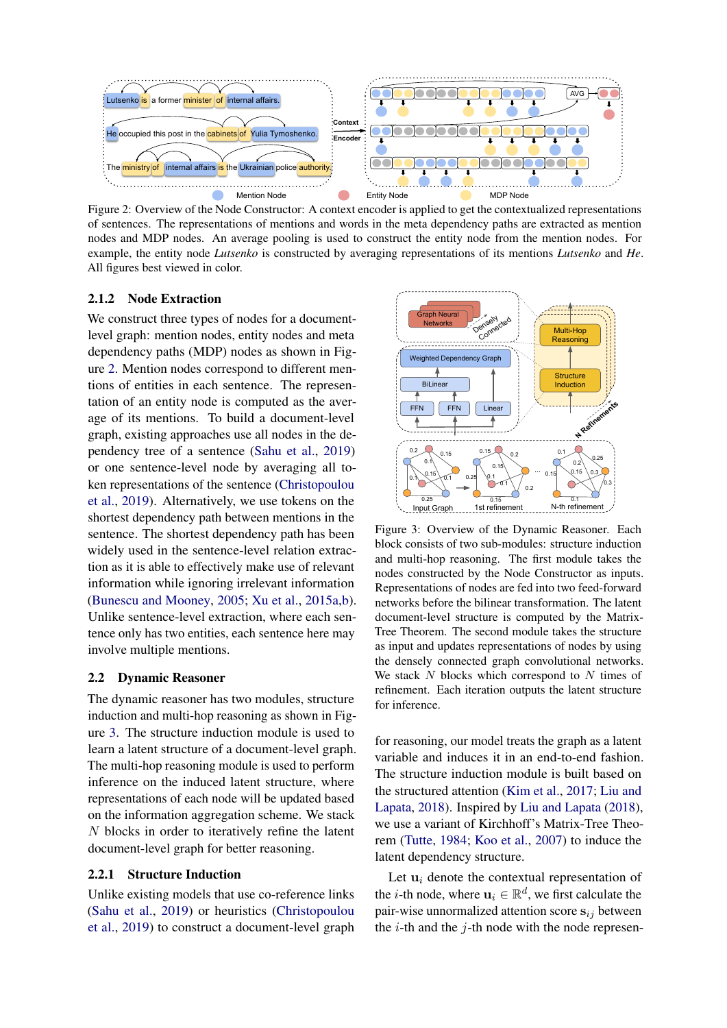Figure 2: Overview of the Node Constructor: A context encoder is applied to get the contextualized representations of sentences. The representations of mentions and words in the meta dependency paths are extracted as mention nodes and MDP nodes. An average pooling is used to construct the entity node from the mention nodes. For example, the entity node *Lutsenko* is constructed by averaging representations of its mentions *Lutsenko* and *He*. All figures best viewed in color.

### 2.1.2 Node Extraction

We construct three types of nodes for a document-level graph: mention nodes, entity nodes and meta dependency paths (MDP) nodes as shown in Figure 2. Mention nodes correspond to different mentions of entities in each sentence. The representation of an entity node is computed as the average of its mentions. To build a document-level graph, existing approaches use all nodes in the dependency tree of a sentence (Sahu et al., 2019) or one sentence-level node by averaging all token representations of the sentence (Christopoulou et al., 2019). Alternatively, we use tokens on the shortest dependency path between mentions in the sentence. The shortest dependency path has been widely used in the sentence-level relation extraction as it is able to effectively make use of relevant information while ignoring irrelevant information (Bunescu and Mooney, 2005; Xu et al., 2015a,b). Unlike sentence-level extraction, where each sentence only has two entities, each sentence here may involve multiple mentions.

## 2.2 Dynamic Reasoner

The dynamic reasoner has two modules, structure induction and multi-hop reasoning as shown in Figure 3. The structure induction module is used to learn a latent structure of a document-level graph. The multi-hop reasoning module is used to perform inference on the induced latent structure, where representations of each node will be updated based on the information aggregation scheme. We stack $N$ blocks in order to iteratively refine the latent document-level graph for better reasoning.

### 2.2.1 Structure Induction

Unlike existing models that use co-reference links (Sahu et al., 2019) or heuristics (Christopoulou et al., 2019) to construct a document-level graph for reasoning, our model treats the graph as a latent variable and induces it in an end-to-end fashion. The structure induction module is built based on the structured attention (Kim et al., 2017; Liu and Lapata, 2018). Inspired by Liu and Lapata (2018), we use a variant of Kirchhoff's Matrix-Tree Theorem (Tutte, 1984; Koo et al., 2007) to induce the latent dependency structure.

Figure 3: Overview of the Dynamic Reasoner. Each block consists of two sub-modules: structure induction and multi-hop reasoning. The first module takes the nodes constructed by the Node Constructor as inputs. Representations of nodes are fed into two feed-forward networks before the bilinear transformation. The latent document-level structure is computed by the Matrix-Tree Theorem. The second module takes the structure as input and updates representations of nodes by using the densely connected graph convolutional networks. We stack $N$ blocks which correspond to $N$ times of refinement. Each iteration outputs the latent structure for inference.

Let $\mathbf{u}_i$ denote the contextual representation of the $i$-th node, where $\mathbf{u}_i \in \mathbb{R}^d$, we first calculate the pair-wise unnormalized attention score $\mathbf{s}_{ij}$ between the $i$-th and the $j$-th node with the node represen-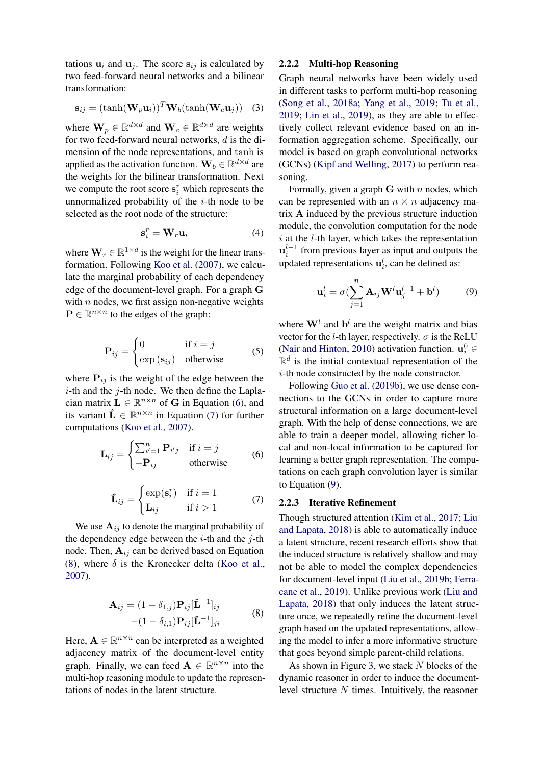tations $\mathbf{u}_i$ and $\mathbf{u}_j$. The score $\mathbf{s}_{ij}$ is calculated by two feed-forward neural networks and a bilinear transformation:

$$\mathbf{s}_{ij} = (\tanh(\mathbf{W}_p\mathbf{u}_i))^T\mathbf{W}_b(\tanh(\mathbf{W}_c\mathbf{u}_j)) \quad (3)$$

where $\mathbf{W}_p \in \mathbb{R}^{d\times d}$ and $\mathbf{W}_c \in \mathbb{R}^{d\times d}$ are weights for two feed-forward neural networks, $d$ is the dimension of the node representations, and $\tanh$ is applied as the activation function. $\mathbf{W}_b \in \mathbb{R}^{d\times d}$ are the weights for the bilinear transformation. Next we compute the root score $\mathbf{s}^r_i$ which represents the unnormalized probability of the $i$-th node to be selected as the root node of the structure:

$$\mathbf{s}^r_i = \mathbf{W}_r\mathbf{u}_i \quad (4)$$

where $\mathbf{W}_r \in \mathbb{R}^{1\times d}$ is the weight for the linear transformation. Following Koo et al. (2007), we calculate the marginal probability of each dependency edge of the document-level graph. For a graph $\mathbf{G}$ with $n$ nodes, we first assign non-negative weights $\mathbf{P} \in \mathbb{R}^{n\times n}$ to the edges of the graph:

$$\mathbf{P}_{ij} = \begin{cases} 0 & \text{if } i = j \\ \exp(\mathbf{s}_{ij}) & \text{otherwise} \end{cases} \quad (5)$$

where $\mathbf{P}_{ij}$ is the weight of the edge between the $i$-th and the $j$-th node. We then define the Laplacian matrix $\mathbf{L} \in \mathbb{R}^{n\times n}$ of $\mathbf{G}$ in Equation (6), and its variant $\hat{\mathbf{L}} \in \mathbb{R}^{n\times n}$ in Equation (7) for further computations (Koo et al., 2007).

$$\mathbf{L}_{ij} = \begin{cases} \sum_{i'=1}^{n}\mathbf{P}_{i'j} & \text{if } i = j \\ -\mathbf{P}_{ij} & \text{otherwise} \end{cases} \quad (6)$$

$$\hat{\mathbf{L}}_{ij} = \begin{cases} \exp(\mathbf{s}^r_i) & \text{if } i = 1 \\ \mathbf{L}_{ij} & \text{if } i > 1 \end{cases} \quad (7)$$

We use $\mathbf{A}_{ij}$ to denote the marginal probability of the dependency edge between the $i$-th and the $j$-th node. Then, $\mathbf{A}_{ij}$ can be derived based on Equation (8), where $\delta$ is the Kronecker delta (Koo et al., 2007).

$$\begin{aligned} \mathbf{A}_{ij} = {} & (1-\delta_{1,j})\mathbf{P}_{ij}[\hat{\mathbf{L}}^{-1}]_{ij} \\ & -(1-\delta_{i,1})\mathbf{P}_{ij}[\hat{\mathbf{L}}^{-1}]_{ji} \end{aligned} \quad (8)$$

Here, $\mathbf{A} \in \mathbb{R}^{n\times n}$ can be interpreted as a weighted adjacency matrix of the document-level entity graph. Finally, we can feed $\mathbf{A} \in \mathbb{R}^{n\times n}$ into the multi-hop reasoning module to update the representations of nodes in the latent structure.

### 2.2.2 Multi-hop Reasoning

Graph neural networks have been widely used in different tasks to perform multi-hop reasoning (Song et al., 2018a; Yang et al., 2019; Tu et al., 2019; Lin et al., 2019), as they are able to effectively collect relevant evidence based on an information aggregation scheme. Specifically, our model is based on graph convolutional networks (GCNs) (Kipf and Welling, 2017) to perform reasoning.

Formally, given a graph $\mathbf{G}$ with $n$ nodes, which can be represented with an $n \times n$ adjacency matrix $\mathbf{A}$ induced by the previous structure induction module, the convolution computation for the node $i$ at the $l$-th layer, which takes the representation $\mathbf{u}^{l-1}_i$ from previous layer as input and outputs the updated representations $\mathbf{u}^l_i$, can be defined as:

$$\mathbf{u}^l_i = \sigma(\sum_{j=1}^{n}\mathbf{A}_{ij}\mathbf{W}^l\mathbf{u}^{l-1}_j + \mathbf{b}^l) \quad (9)$$

where $\mathbf{W}^l$ and $\mathbf{b}^l$ are the weight matrix and bias vector for the $l$-th layer, respectively. $\sigma$ is the ReLU (Nair and Hinton, 2010) activation function. $\mathbf{u}^0_i \in \mathbb{R}^d$ is the initial contextual representation of the $i$-th node constructed by the node constructor.

Following Guo et al. (2019b), we use dense connections to the GCNs in order to capture more structural information on a large document-level graph. With the help of dense connections, we are able to train a deeper model, allowing richer local and non-local information to be captured for learning a better graph representation. The computations on each graph convolution layer is similar to Equation (9).

### 2.2.3 Iterative Refinement

Though structured attention (Kim et al., 2017; Liu and Lapata, 2018) is able to automatically induce a latent structure, recent research efforts show that the induced structure is relatively shallow and may not be able to model the complex dependencies for document-level input (Liu et al., 2019b; Ferracane et al., 2019). Unlike previous work (Liu and Lapata, 2018) that only induces the latent structure once, we repeatedly refine the document-level graph based on the updated representations, allowing the model to infer a more informative structure that goes beyond simple parent-child relations.

As shown in Figure 3, we stack $N$ blocks of the dynamic reasoner in order to induce the document-level structure $N$ times. Intuitively, the reasoner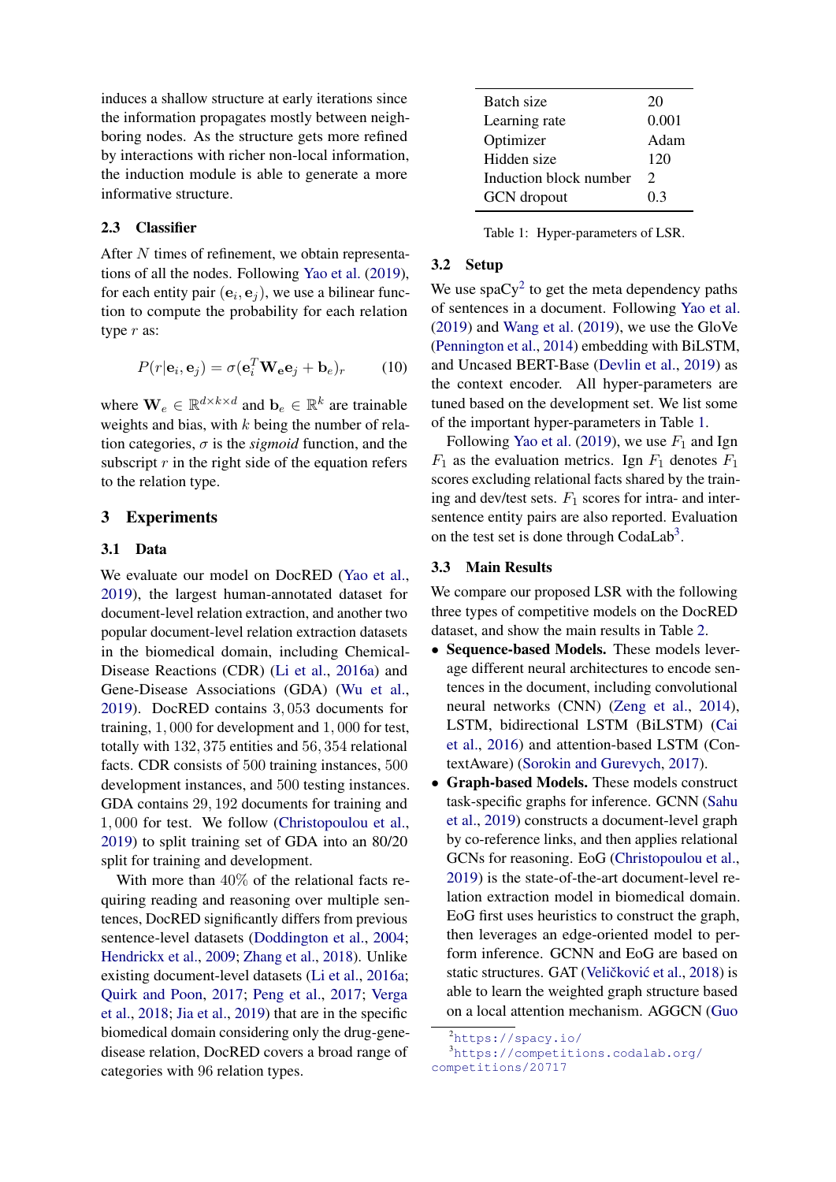induces a shallow structure at early iterations since the information propagates mostly between neighboring nodes. As the structure gets more refined by interactions with richer non-local information, the induction module is able to generate a more informative structure.

### 2.3 Classifier

After $N$ times of refinement, we obtain representations of all the nodes. Following Yao et al. (2019), for each entity pair $(\mathbf{e}_i, \mathbf{e}_j)$, we use a bilinear function to compute the probability for each relation type $r$ as:

$$P(r|\mathbf{e}_i, \mathbf{e}_j) = \sigma(\mathbf{e}_i^T \mathbf{W}_\mathbf{e} \mathbf{e}_j + \mathbf{b}_e)_r \tag{10}$$

where $\mathbf{W}_e \in \mathbb{R}^{d \times k \times d}$ and $\mathbf{b}_e \in \mathbb{R}^k$ are trainable weights and bias, with $k$ being the number of relation categories, $\sigma$ is the *sigmoid* function, and the subscript $r$ in the right side of the equation refers to the relation type.

## 3 Experiments

### 3.1 Data

We evaluate our model on DocRED (Yao et al., 2019), the largest human-annotated dataset for document-level relation extraction, and another two popular document-level relation extraction datasets in the biomedical domain, including Chemical-Disease Reactions (CDR) (Li et al., 2016a) and Gene-Disease Associations (GDA) (Wu et al., 2019). DocRED contains $3,053$ documents for training, $1,000$ for development and $1,000$ for test, totally with $132,375$ entities and $56,354$ relational facts. CDR consists of 500 training instances, 500 development instances, and 500 testing instances. GDA contains $29,192$ documents for training and $1,000$ for test. We follow (Christopoulou et al., 2019) to split training set of GDA into an 80/20 split for training and development.

With more than $40\%$ of the relational facts requiring reading and reasoning over multiple sentences, DocRED significantly differs from previous sentence-level datasets (Doddington et al., 2004; Hendrickx et al., 2009; Zhang et al., 2018). Unlike existing document-level datasets (Li et al., 2016a; Quirk and Poon, 2017; Peng et al., 2017; Verga et al., 2018; Jia et al., 2019) that are in the specific biomedical domain considering only the drug-gene-disease relation, DocRED covers a broad range of categories with 96 relation types.

| | |
|---|---|
| Batch size | 20 |
| Learning rate | 0.001 |
| Optimizer | Adam |
| Hidden size | 120 |
| Induction block number | 2 |
| GCN dropout | 0.3 |

Table 1: Hyper-parameters of LSR.

### 3.2 Setup

We use spaCy[2] to get the meta dependency paths of sentences in a document. Following Yao et al. (2019) and Wang et al. (2019), we use the GloVe (Pennington et al., 2014) embedding with BiLSTM, and Uncased BERT-Base (Devlin et al., 2019) as the context encoder. All hyper-parameters are tuned based on the development set. We list some of the important hyper-parameters in Table 1.

Following Yao et al. (2019), we use $F_1$ and Ign $F_1$ as the evaluation metrics. Ign $F_1$ denotes $F_1$ scores excluding relational facts shared by the training and dev/test sets. $F_1$ scores for intra- and inter-sentence entity pairs are also reported. Evaluation on the test set is done through CodaLab[3].

### 3.3 Main Results

We compare our proposed LSR with the following three types of competitive models on the DocRED dataset, and show the main results in Table 2.

- **Sequence-based Models.** These models leverage different neural architectures to encode sentences in the document, including convolutional neural networks (CNN) (Zeng et al., 2014), LSTM, bidirectional LSTM (BiLSTM) (Cai et al., 2016) and attention-based LSTM (ContextAware) (Sorokin and Gurevych, 2017).
- **Graph-based Models.** These models construct task-specific graphs for inference. GCNN (Sahu et al., 2019) constructs a document-level graph by co-reference links, and then applies relational GCNs for reasoning. EoG (Christopoulou et al., 2019) is the state-of-the-art document-level relation extraction model in biomedical domain. EoG first uses heuristics to construct the graph, then leverages an edge-oriented model to perform inference. GCNN and EoG are based on static structures. GAT (Veličković et al., 2018) is able to learn the weighted graph structure based on a local attention mechanism. AGGCN (Guo

[2] https://spacy.io/

[3] https://competitions.codalab.org/competitions/20717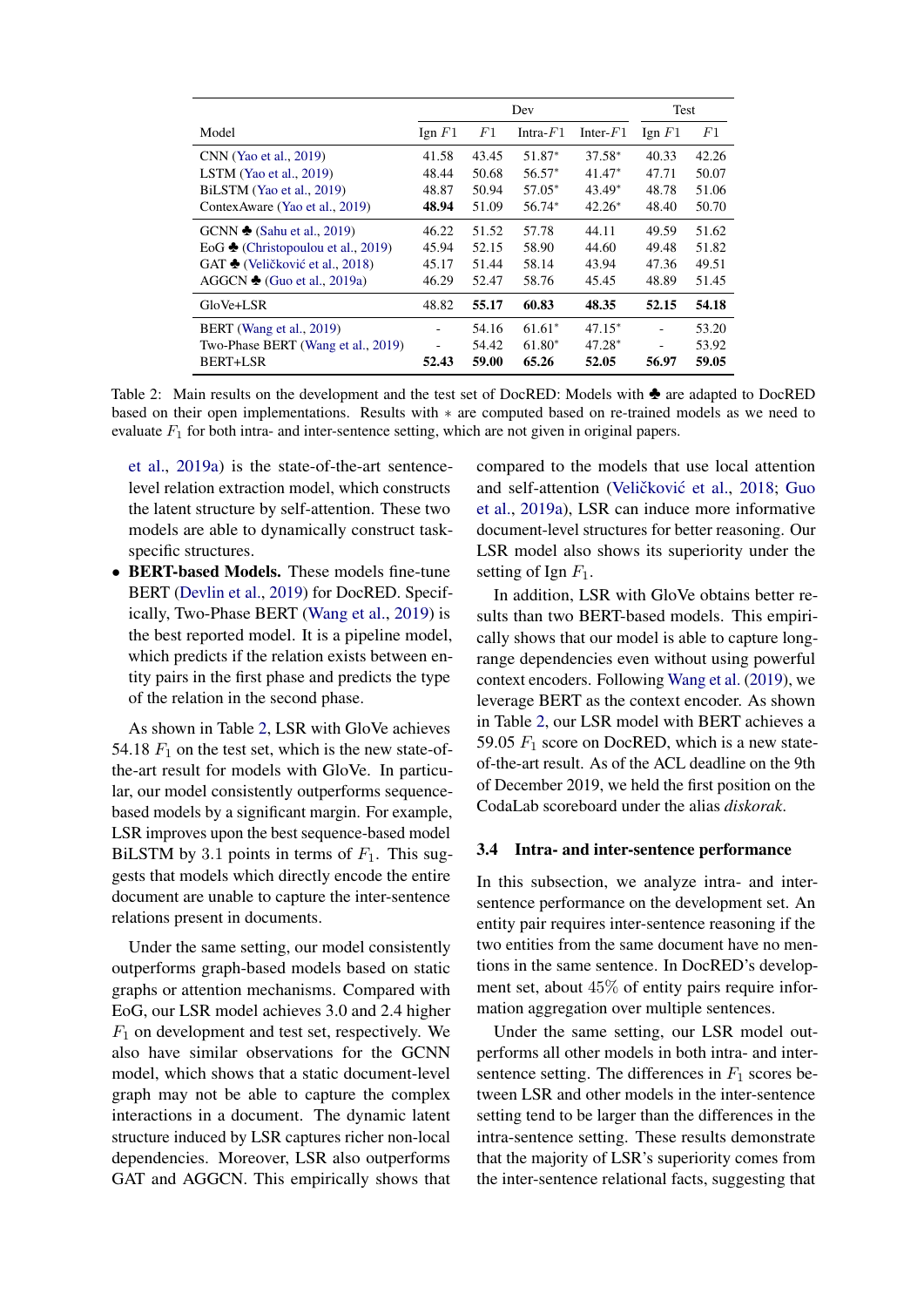| Model | Dev | | | | Test | |
|---|---|---|---|---|---|---|
| | Ign $F1$ | $F1$ | Intra-$F1$ | Inter-$F1$ | Ign $F1$ | $F1$ |
| CNN (Yao et al., 2019) | 41.58 | 43.45 | 51.87* | 37.58* | 40.33 | 42.26 |
| LSTM (Yao et al., 2019) | 48.44 | 50.68 | 56.57* | 41.47* | 47.71 | 50.07 |
| BiLSTM (Yao et al., 2019) | 48.87 | 50.94 | 57.05* | 43.49* | 48.78 | 51.06 |
| ContexAware (Yao et al., 2019) | **48.94** | 51.09 | 56.74* | 42.26* | 48.40 | 50.70 |
| GCNN ♣ (Sahu et al., 2019) | 46.22 | 51.52 | 57.78 | 44.11 | 49.59 | 51.62 |
| EoG ♣ (Christopoulou et al., 2019) | 45.94 | 52.15 | 58.90 | 44.60 | 49.48 | 51.82 |
| GAT ♣ (Veličković et al., 2018) | 45.17 | 51.44 | 58.14 | 43.94 | 47.36 | 49.51 |
| AGGCN ♣ (Guo et al., 2019a) | 46.29 | 52.47 | 58.76 | 45.45 | 48.89 | 51.45 |
| GloVe+LSR | 48.82 | **55.17** | **60.83** | **48.35** | **52.15** | **54.18** |
| BERT (Wang et al., 2019) | - | 54.16 | 61.61* | 47.15* | - | 53.20 |
| Two-Phase BERT (Wang et al., 2019) | - | 54.42 | 61.80* | 47.28* | - | 53.92 |
| BERT+LSR | **52.43** | **59.00** | **65.26** | **52.05** | **56.97** | **59.05** |

Table 2: Main results on the development and the test set of DocRED: Models with ♣ are adapted to DocRED based on their open implementations. Results with $*$ are computed based on re-trained models as we need to evaluate $F_1$ for both intra- and inter-sentence setting, which are not given in original papers.

et al., 2019a) is the state-of-the-art sentence-level relation extraction model, which constructs the latent structure by self-attention. These two models are able to dynamically construct task-specific structures.

- **BERT-based Models.** These models fine-tune BERT (Devlin et al., 2019) for DocRED. Specifically, Two-Phase BERT (Wang et al., 2019) is the best reported model. It is a pipeline model, which predicts if the relation exists between entity pairs in the first phase and predicts the type of the relation in the second phase.

As shown in Table 2, LSR with GloVe achieves 54.18 $F_1$ on the test set, which is the new state-of-the-art result for models with GloVe. In particular, our model consistently outperforms sequence-based models by a significant margin. For example, LSR improves upon the best sequence-based model BiLSTM by 3.1 points in terms of $F_1$. This suggests that models which directly encode the entire document are unable to capture the inter-sentence relations present in documents.

Under the same setting, our model consistently outperforms graph-based models based on static graphs or attention mechanisms. Compared with EoG, our LSR model achieves 3.0 and 2.4 higher $F_1$ on development and test set, respectively. We also have similar observations for the GCNN model, which shows that a static document-level graph may not be able to capture the complex interactions in a document. The dynamic latent structure induced by LSR captures richer non-local dependencies. Moreover, LSR also outperforms GAT and AGGCN. This empirically shows that compared to the models that use local attention and self-attention (Veličković et al., 2018; Guo et al., 2019a), LSR can induce more informative document-level structures for better reasoning. Our LSR model also shows its superiority under the setting of Ign $F_1$.

In addition, LSR with GloVe obtains better results than two BERT-based models. This empirically shows that our model is able to capture long-range dependencies even without using powerful context encoders. Following Wang et al. (2019), we leverage BERT as the context encoder. As shown in Table 2, our LSR model with BERT achieves a 59.05 $F_1$ score on DocRED, which is a new state-of-the-art result. As of the ACL deadline on the 9th of December 2019, we held the first position on the CodaLab scoreboard under the alias *diskorak*.

### 3.4 Intra- and inter-sentence performance

In this subsection, we analyze intra- and inter-sentence performance on the development set. An entity pair requires inter-sentence reasoning if the two entities from the same document have no mentions in the same sentence. In DocRED's development set, about 45% of entity pairs require information aggregation over multiple sentences.

Under the same setting, our LSR model outperforms all other models in both intra- and inter-sentence setting. The differences in $F_1$ scores between LSR and other models in the inter-sentence setting tend to be larger than the differences in the intra-sentence setting. These results demonstrate that the majority of LSR's superiority comes from the inter-sentence relational facts, suggesting that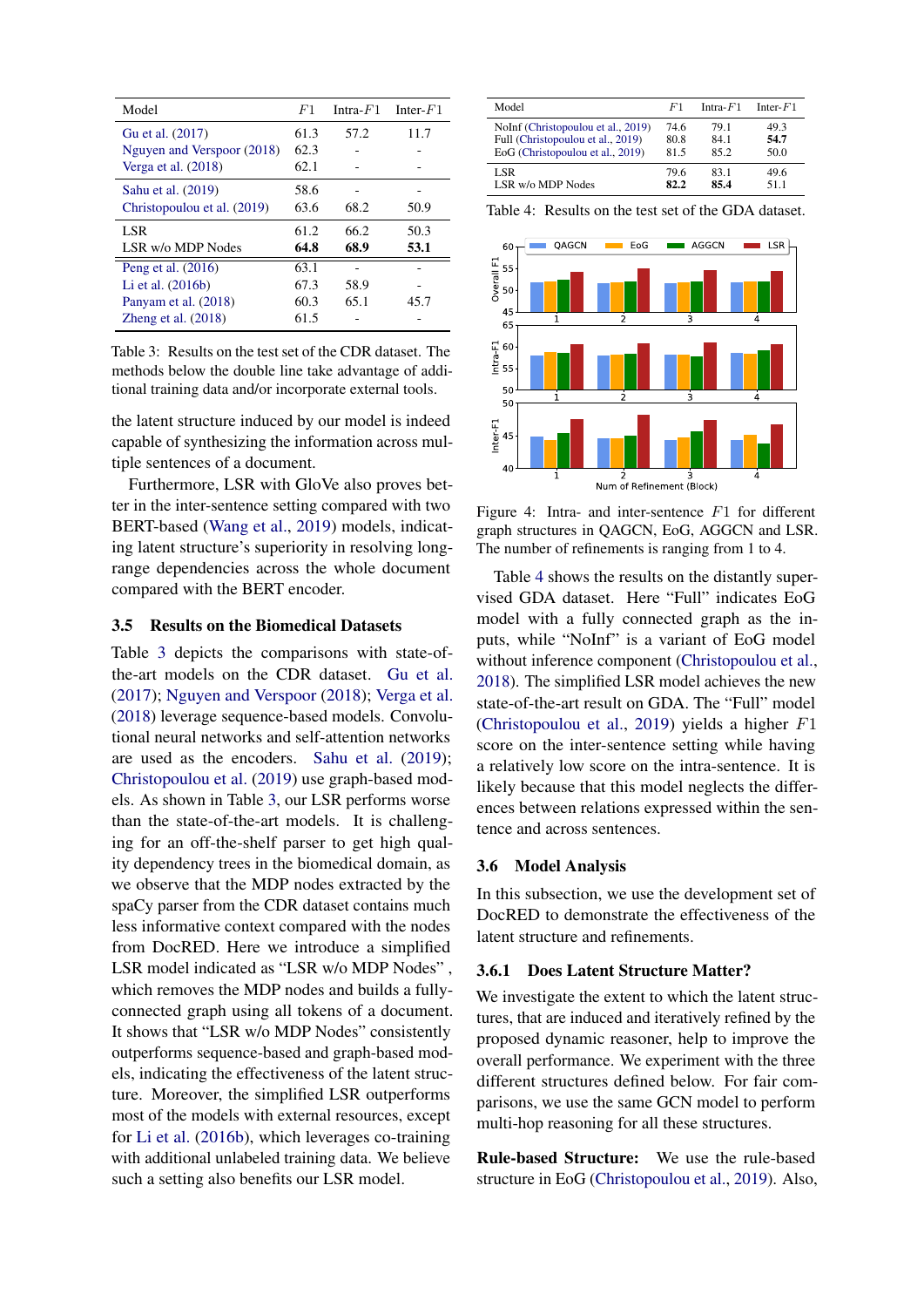| Model | $F1$ | Intra-$F1$ | Inter-$F1$ |
|---|---|---|---|
| Gu et al. (2017) | 61.3 | 57.2 | 11.7 |
| Nguyen and Verspoor (2018) | 62.3 | - | - |
| Verga et al. (2018) | 62.1 | - | - |
| Sahu et al. (2019) | 58.6 | - | - |
| Christopoulou et al. (2019) | 63.6 | 68.2 | 50.9 |
| LSR | 61.2 | 66.2 | 50.3 |
| LSR w/o MDP Nodes | **64.8** | **68.9** | **53.1** |
| Peng et al. (2016) | 63.1 | - | - |
| Li et al. (2016b) | 67.3 | 58.9 | - |
| Panyam et al. (2018) | 60.3 | 65.1 | 45.7 |
| Zheng et al. (2018) | 61.5 | - | - |

Table 3: Results on the test set of the CDR dataset. The methods below the double line take advantage of additional training data and/or incorporate external tools.

the latent structure induced by our model is indeed capable of synthesizing the information across multiple sentences of a document.

Furthermore, LSR with GloVe also proves better in the inter-sentence setting compared with two BERT-based (Wang et al., 2019) models, indicating latent structure's superiority in resolving long-range dependencies across the whole document compared with the BERT encoder.

### 3.5 Results on the Biomedical Datasets

Table 3 depicts the comparisons with state-of-the-art models on the CDR dataset. Gu et al. (2017); Nguyen and Verspoor (2018); Verga et al. (2018) leverage sequence-based models. Convolutional neural networks and self-attention networks are used as the encoders. Sahu et al. (2019); Christopoulou et al. (2019) use graph-based models. As shown in Table 3, our LSR performs worse than the state-of-the-art models. It is challenging for an off-the-shelf parser to get high quality dependency trees in the biomedical domain, as we observe that the MDP nodes extracted by the spaCy parser from the CDR dataset contains much less informative context compared with the nodes from DocRED. Here we introduce a simplified LSR model indicated as "LSR w/o MDP Nodes" , which removes the MDP nodes and builds a fully-connected graph using all tokens of a document. It shows that "LSR w/o MDP Nodes" consistently outperforms sequence-based and graph-based models, indicating the effectiveness of the latent structure. Moreover, the simplified LSR outperforms most of the models with external resources, except for Li et al. (2016b), which leverages co-training with additional unlabeled training data. We believe such a setting also benefits our LSR model.

| Model | $F1$ | Intra-$F1$ | Inter-$F1$ |
|---|---|---|---|
| NoInf (Christopoulou et al., 2019) | 74.6 | 79.1 | 49.3 |
| Full (Christopoulou et al., 2019) | 80.8 | 84.1 | **54.7** |
| EoG (Christopoulou et al., 2019) | 81.5 | 85.2 | 50.0 |
| LSR | 79.6 | 83.1 | 49.6 |
| LSR w/o MDP Nodes | **82.2** | **85.4** | 51.1 |

Table 4: Results on the test set of the GDA dataset.

Figure 4: Intra- and inter-sentence $F1$ for different graph structures in QAGCN, EoG, AGGCN and LSR. The number of refinements is ranging from 1 to 4.

Table 4 shows the results on the distantly supervised GDA dataset. Here "Full" indicates EoG model with a fully connected graph as the inputs, while "NoInf" is a variant of EoG model without inference component (Christopoulou et al., 2018). The simplified LSR model achieves the new state-of-the-art result on GDA. The "Full" model (Christopoulou et al., 2019) yields a higher $F1$ score on the inter-sentence setting while having a relatively low score on the intra-sentence. It is likely because that this model neglects the differences between relations expressed within the sentence and across sentences.

### 3.6 Model Analysis

In this subsection, we use the development set of DocRED to demonstrate the effectiveness of the latent structure and refinements.

#### 3.6.1 Does Latent Structure Matter?

We investigate the extent to which the latent structures, that are induced and iteratively refined by the proposed dynamic reasoner, help to improve the overall performance. We experiment with the three different structures defined below. For fair comparisons, we use the same GCN model to perform multi-hop reasoning for all these structures.

**Rule-based Structure:** We use the rule-based structure in EoG (Christopoulou et al., 2019). Also,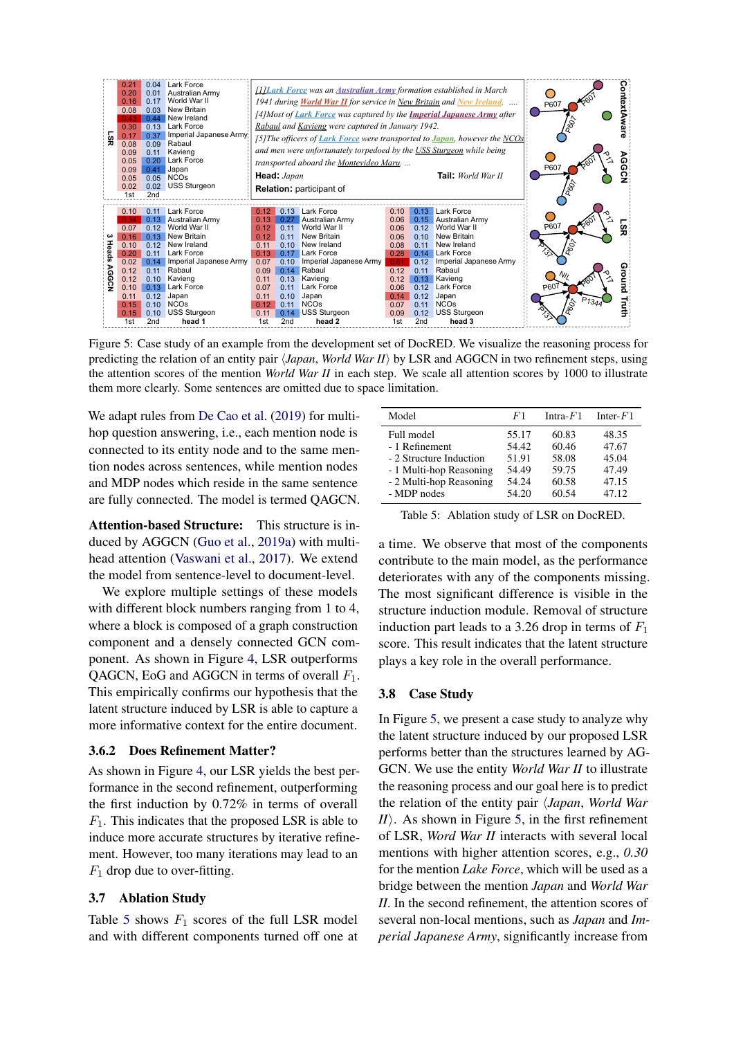Figure 5: Case study of an example from the development set of DocRED. We visualize the reasoning process for predicting the relation of an entity pair ⟨*Japan*, *World War II*⟩ by LSR and AGGCN in two refinement steps, using the attention scores of the mention *World War II* in each step. We scale all attention scores by 1000 to illustrate them more clearly. Some sentences are omitted due to space limitation.

We adapt rules from De Cao et al. (2019) for multi-hop question answering, i.e., each mention node is connected to its entity node and to the same mention nodes across sentences, while mention nodes and MDP nodes which reside in the same sentence are fully connected. The model is termed QAGCN.

**Attention-based Structure:** This structure is induced by AGGCN (Guo et al., 2019a) with multi-head attention (Vaswani et al., 2017). We extend the model from sentence-level to document-level.

We explore multiple settings of these models with different block numbers ranging from 1 to 4, where a block is composed of a graph construction component and a densely connected GCN component. As shown in Figure 4, LSR outperforms QAGCN, EoG and AGGCN in terms of overall $F_1$. This empirically confirms our hypothesis that the latent structure induced by LSR is able to capture a more informative context for the entire document.

### 3.6.2 Does Refinement Matter?

As shown in Figure 4, our LSR yields the best performance in the second refinement, outperforming the first induction by 0.72% in terms of overall $F_1$. This indicates that the proposed LSR is able to induce more accurate structures by iterative refinement. However, too many iterations may lead to an $F_1$ drop due to over-fitting.

## 3.7 Ablation Study

Table 5 shows $F_1$ scores of the full LSR model and with different components turned off one at a time. We observe that most of the components contribute to the main model, as the performance deteriorates with any of the components missing. The most significant difference is visible in the structure induction module. Removal of structure induction part leads to a 3.26 drop in terms of $F_1$ score. This result indicates that the latent structure plays a key role in the overall performance.

| Model | $F1$ | Intra-$F1$ | Inter-$F1$ |
|---|---|---|---|
| Full model | 55.17 | 60.83 | 48.35 |
| - 1 Refinement | 54.42 | 60.46 | 47.67 |
| - 2 Structure Induction | 51.91 | 58.08 | 45.04 |
| - 1 Multi-hop Reasoning | 54.49 | 59.75 | 47.49 |
| - 2 Multi-hop Reasoning | 54.24 | 60.58 | 47.15 |
| - MDP nodes | 54.20 | 60.54 | 47.12 |

Table 5: Ablation study of LSR on DocRED.

## 3.8 Case Study

In Figure 5, we present a case study to analyze why the latent structure induced by our proposed LSR performs better than the structures learned by AGGCN. We use the entity *World War II* to illustrate the reasoning process and our goal here is to predict the relation of the entity pair ⟨*Japan*, *World War II*⟩. As shown in Figure 5, in the first refinement of LSR, *Word War II* interacts with several local mentions with higher attention scores, e.g., *0.30* for the mention *Lake Force*, which will be used as a bridge between the mention *Japan* and *World War II*. In the second refinement, the attention scores of several non-local mentions, such as *Japan* and *Imperial Japanese Army*, significantly increase from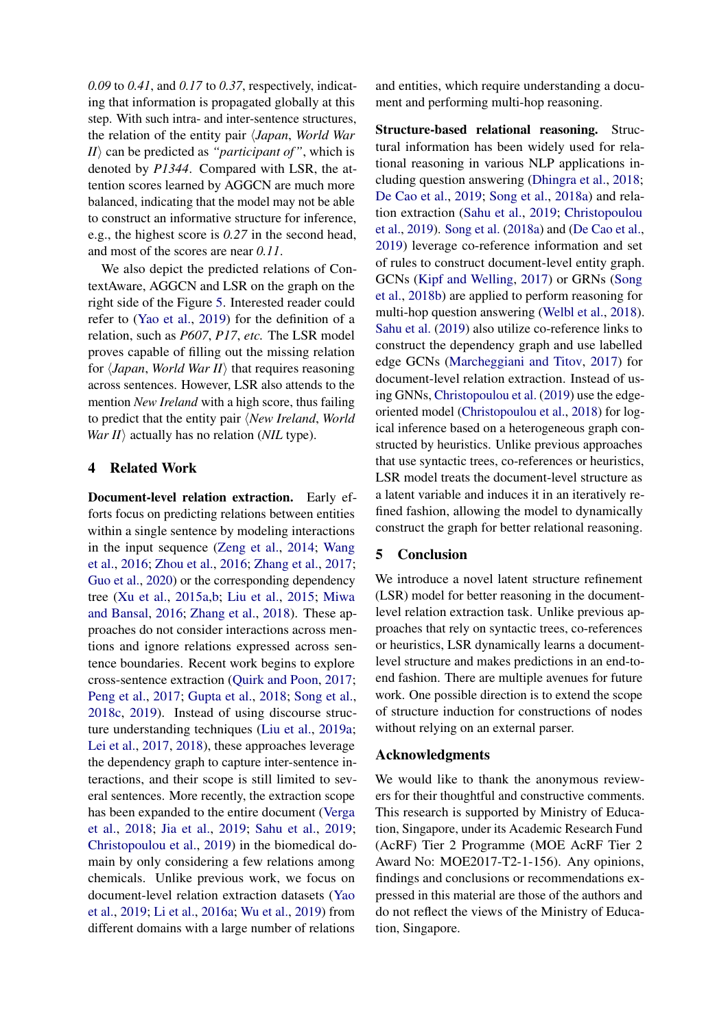*0.09* to *0.41*, and *0.17* to *0.37*, respectively, indicating that information is propagated globally at this step. With such intra- and inter-sentence structures, the relation of the entity pair ⟨*Japan*, *World War II*⟩ can be predicted as *"participant of"*, which is denoted by *P1344*. Compared with LSR, the attention scores learned by AGGCN are much more balanced, indicating that the model may not be able to construct an informative structure for inference, e.g., the highest score is *0.27* in the second head, and most of the scores are near *0.11*.

We also depict the predicted relations of ContextAware, AGGCN and LSR on the graph on the right side of the Figure 5. Interested reader could refer to (Yao et al., 2019) for the definition of a relation, such as *P607*, *P17*, *etc.* The LSR model proves capable of filling out the missing relation for ⟨*Japan*, *World War II*⟩ that requires reasoning across sentences. However, LSR also attends to the mention *New Ireland* with a high score, thus failing to predict that the entity pair ⟨*New Ireland*, *World War II*⟩ actually has no relation (*NIL* type).

## 4 Related Work

**Document-level relation extraction.** Early efforts focus on predicting relations between entities within a single sentence by modeling interactions in the input sequence (Zeng et al., 2014; Wang et al., 2016; Zhou et al., 2016; Zhang et al., 2017; Guo et al., 2020) or the corresponding dependency tree (Xu et al., 2015a,b; Liu et al., 2015; Miwa and Bansal, 2016; Zhang et al., 2018). These approaches do not consider interactions across mentions and ignore relations expressed across sentence boundaries. Recent work begins to explore cross-sentence extraction (Quirk and Poon, 2017; Peng et al., 2017; Gupta et al., 2018; Song et al., 2018c, 2019). Instead of using discourse structure understanding techniques (Liu et al., 2019a; Lei et al., 2017, 2018), these approaches leverage the dependency graph to capture inter-sentence interactions, and their scope is still limited to several sentences. More recently, the extraction scope has been expanded to the entire document (Verga et al., 2018; Jia et al., 2019; Sahu et al., 2019; Christopoulou et al., 2019) in the biomedical domain by only considering a few relations among chemicals. Unlike previous work, we focus on document-level relation extraction datasets (Yao et al., 2019; Li et al., 2016a; Wu et al., 2019) from different domains with a large number of relations and entities, which require understanding a document and performing multi-hop reasoning.

**Structure-based relational reasoning.** Structural information has been widely used for relational reasoning in various NLP applications including question answering (Dhingra et al., 2018; De Cao et al., 2019; Song et al., 2018a) and relation extraction (Sahu et al., 2019; Christopoulou et al., 2019). Song et al. (2018a) and (De Cao et al., 2019) leverage co-reference information and set of rules to construct document-level entity graph. GCNs (Kipf and Welling, 2017) or GRNs (Song et al., 2018b) are applied to perform reasoning for multi-hop question answering (Welbl et al., 2018). Sahu et al. (2019) also utilize co-reference links to construct the dependency graph and use labelled edge GCNs (Marcheggiani and Titov, 2017) for document-level relation extraction. Instead of using GNNs, Christopoulou et al. (2019) use the edge-oriented model (Christopoulou et al., 2018) for logical inference based on a heterogeneous graph constructed by heuristics. Unlike previous approaches that use syntactic trees, co-references or heuristics, LSR model treats the document-level structure as a latent variable and induces it in an iteratively refined fashion, allowing the model to dynamically construct the graph for better relational reasoning.

## 5 Conclusion

We introduce a novel latent structure refinement (LSR) model for better reasoning in the document-level relation extraction task. Unlike previous approaches that rely on syntactic trees, co-references or heuristics, LSR dynamically learns a document-level structure and makes predictions in an end-to-end fashion. There are multiple avenues for future work. One possible direction is to extend the scope of structure induction for constructions of nodes without relying on an external parser.

## Acknowledgments

We would like to thank the anonymous reviewers for their thoughtful and constructive comments. This research is supported by Ministry of Education, Singapore, under its Academic Research Fund (AcRF) Tier 2 Programme (MOE AcRF Tier 2 Award No: MOE2017-T2-1-156). Any opinions, findings and conclusions or recommendations expressed in this material are those of the authors and do not reflect the views of the Ministry of Education, Singapore.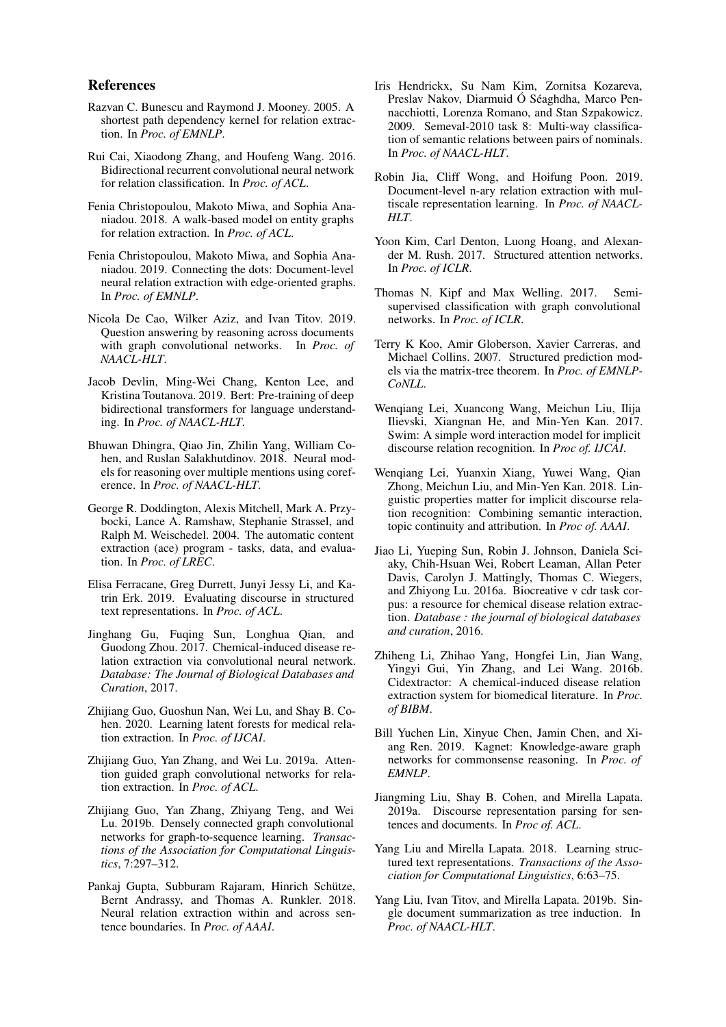## References

Razvan C. Bunescu and Raymond J. Mooney. 2005. A shortest path dependency kernel for relation extraction. In *Proc. of EMNLP*.

Rui Cai, Xiaodong Zhang, and Houfeng Wang. 2016. Bidirectional recurrent convolutional neural network for relation classification. In *Proc. of ACL*.

Fenia Christopoulou, Makoto Miwa, and Sophia Ananiadou. 2018. A walk-based model on entity graphs for relation extraction. In *Proc. of ACL*.

Fenia Christopoulou, Makoto Miwa, and Sophia Ananiadou. 2019. Connecting the dots: Document-level neural relation extraction with edge-oriented graphs. In *Proc. of EMNLP*.

Nicola De Cao, Wilker Aziz, and Ivan Titov. 2019. Question answering by reasoning across documents with graph convolutional networks. In *Proc. of NAACL-HLT*.

Jacob Devlin, Ming-Wei Chang, Kenton Lee, and Kristina Toutanova. 2019. Bert: Pre-training of deep bidirectional transformers for language understanding. In *Proc. of NAACL-HLT*.

Bhuwan Dhingra, Qiao Jin, Zhilin Yang, William Cohen, and Ruslan Salakhutdinov. 2018. Neural models for reasoning over multiple mentions using coreference. In *Proc. of NAACL-HLT*.

George R. Doddington, Alexis Mitchell, Mark A. Przybocki, Lance A. Ramshaw, Stephanie Strassel, and Ralph M. Weischedel. 2004. The automatic content extraction (ace) program - tasks, data, and evaluation. In *Proc. of LREC*.

Elisa Ferracane, Greg Durrett, Junyi Jessy Li, and Katrin Erk. 2019. Evaluating discourse in structured text representations. In *Proc. of ACL*.

Jinghang Gu, Fuqing Sun, Longhua Qian, and Guodong Zhou. 2017. Chemical-induced disease relation extraction via convolutional neural network. *Database: The Journal of Biological Databases and Curation*, 2017.

Zhijiang Guo, Guoshun Nan, Wei Lu, and Shay B. Cohen. 2020. Learning latent forests for medical relation extraction. In *Proc. of IJCAI*.

Zhijiang Guo, Yan Zhang, and Wei Lu. 2019a. Attention guided graph convolutional networks for relation extraction. In *Proc. of ACL*.

Zhijiang Guo, Yan Zhang, Zhiyang Teng, and Wei Lu. 2019b. Densely connected graph convolutional networks for graph-to-sequence learning. *Transactions of the Association for Computational Linguistics*, 7:297–312.

Pankaj Gupta, Subburam Rajaram, Hinrich Schütze, Bernt Andrassy, and Thomas A. Runkler. 2018. Neural relation extraction within and across sentence boundaries. In *Proc. of AAAI*.

Iris Hendrickx, Su Nam Kim, Zornitsa Kozareva, Preslav Nakov, Diarmuid Ó Séaghdha, Marco Pennacchiotti, Lorenza Romano, and Stan Szpakowicz. 2009. Semeval-2010 task 8: Multi-way classification of semantic relations between pairs of nominals. In *Proc. of NAACL-HLT*.

Robin Jia, Cliff Wong, and Hoifung Poon. 2019. Document-level n-ary relation extraction with multiscale representation learning. In *Proc. of NAACL-HLT*.

Yoon Kim, Carl Denton, Luong Hoang, and Alexander M. Rush. 2017. Structured attention networks. In *Proc. of ICLR*.

Thomas N. Kipf and Max Welling. 2017. Semi-supervised classification with graph convolutional networks. In *Proc. of ICLR*.

Terry K Koo, Amir Globerson, Xavier Carreras, and Michael Collins. 2007. Structured prediction models via the matrix-tree theorem. In *Proc. of EMNLP-CoNLL*.

Wenqiang Lei, Xuancong Wang, Meichun Liu, Ilija Ilievski, Xiangnan He, and Min-Yen Kan. 2017. Swim: A simple word interaction model for implicit discourse relation recognition. In *Proc of. IJCAI*.

Wenqiang Lei, Yuanxin Xiang, Yuwei Wang, Qian Zhong, Meichun Liu, and Min-Yen Kan. 2018. Linguistic properties matter for implicit discourse relation recognition: Combining semantic interaction, topic continuity and attribution. In *Proc of. AAAI*.

Jiao Li, Yueping Sun, Robin J. Johnson, Daniela Sciaky, Chih-Hsuan Wei, Robert Leaman, Allan Peter Davis, Carolyn J. Mattingly, Thomas C. Wiegers, and Zhiyong Lu. 2016a. Biocreative v cdr task corpus: a resource for chemical disease relation extraction. *Database : the journal of biological databases and curation*, 2016.

Zhiheng Li, Zhihao Yang, Hongfei Lin, Jian Wang, Yingyi Gui, Yin Zhang, and Lei Wang. 2016b. Cidextractor: A chemical-induced disease relation extraction system for biomedical literature. In *Proc. of BIBM*.

Bill Yuchen Lin, Xinyue Chen, Jamin Chen, and Xiang Ren. 2019. Kagnet: Knowledge-aware graph networks for commonsense reasoning. In *Proc. of EMNLP*.

Jiangming Liu, Shay B. Cohen, and Mirella Lapata. 2019a. Discourse representation parsing for sentences and documents. In *Proc of. ACL*.

Yang Liu and Mirella Lapata. 2018. Learning structured text representations. *Transactions of the Association for Computational Linguistics*, 6:63–75.

Yang Liu, Ivan Titov, and Mirella Lapata. 2019b. Single document summarization as tree induction. In *Proc. of NAACL-HLT*.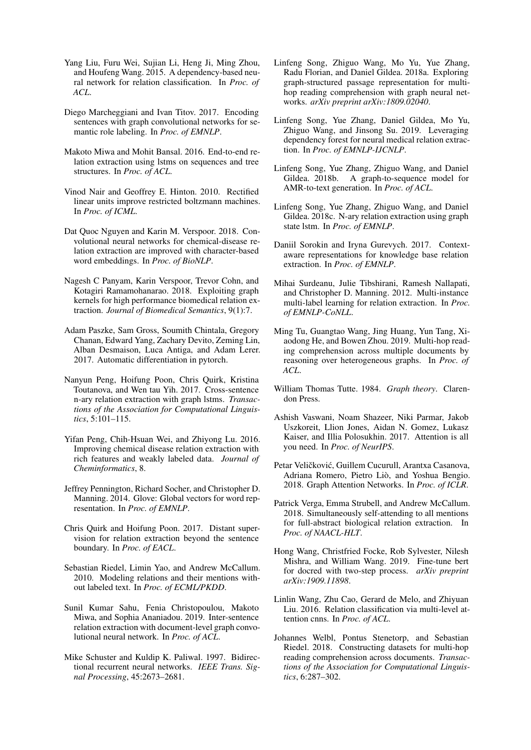Yang Liu, Furu Wei, Sujian Li, Heng Ji, Ming Zhou, and Houfeng Wang. 2015. A dependency-based neural network for relation classification. In *Proc. of ACL*.

Diego Marcheggiani and Ivan Titov. 2017. Encoding sentences with graph convolutional networks for semantic role labeling. In *Proc. of EMNLP*.

Makoto Miwa and Mohit Bansal. 2016. End-to-end relation extraction using lstms on sequences and tree structures. In *Proc. of ACL*.

Vinod Nair and Geoffrey E. Hinton. 2010. Rectified linear units improve restricted boltzmann machines. In *Proc. of ICML*.

Dat Quoc Nguyen and Karin M. Verspoor. 2018. Convolutional neural networks for chemical-disease relation extraction are improved with character-based word embeddings. In *Proc. of BioNLP*.

Nagesh C Panyam, Karin Verspoor, Trevor Cohn, and Kotagiri Ramamohanarao. 2018. Exploiting graph kernels for high performance biomedical relation extraction. *Journal of Biomedical Semantics*, 9(1):7.

Adam Paszke, Sam Gross, Soumith Chintala, Gregory Chanan, Edward Yang, Zachary Devito, Zeming Lin, Alban Desmaison, Luca Antiga, and Adam Lerer. 2017. Automatic differentiation in pytorch.

Nanyun Peng, Hoifung Poon, Chris Quirk, Kristina Toutanova, and Wen tau Yih. 2017. Cross-sentence n-ary relation extraction with graph lstms. *Transactions of the Association for Computational Linguistics*, 5:101–115.

Yifan Peng, Chih-Hsuan Wei, and Zhiyong Lu. 2016. Improving chemical disease relation extraction with rich features and weakly labeled data. *Journal of Cheminformatics*, 8.

Jeffrey Pennington, Richard Socher, and Christopher D. Manning. 2014. Glove: Global vectors for word representation. In *Proc. of EMNLP*.

Chris Quirk and Hoifung Poon. 2017. Distant supervision for relation extraction beyond the sentence boundary. In *Proc. of EACL*.

Sebastian Riedel, Limin Yao, and Andrew McCallum. 2010. Modeling relations and their mentions without labeled text. In *Proc. of ECML/PKDD*.

Sunil Kumar Sahu, Fenia Christopoulou, Makoto Miwa, and Sophia Ananiadou. 2019. Inter-sentence relation extraction with document-level graph convolutional neural network. In *Proc. of ACL*.

Mike Schuster and Kuldip K. Paliwal. 1997. Bidirectional recurrent neural networks. *IEEE Trans. Signal Processing*, 45:2673–2681.

Linfeng Song, Zhiguo Wang, Mo Yu, Yue Zhang, Radu Florian, and Daniel Gildea. 2018a. Exploring graph-structured passage representation for multi-hop reading comprehension with graph neural networks. *arXiv preprint arXiv:1809.02040*.

Linfeng Song, Yue Zhang, Daniel Gildea, Mo Yu, Zhiguo Wang, and Jinsong Su. 2019. Leveraging dependency forest for neural medical relation extraction. In *Proc. of EMNLP-IJCNLP*.

Linfeng Song, Yue Zhang, Zhiguo Wang, and Daniel Gildea. 2018b. A graph-to-sequence model for AMR-to-text generation. In *Proc. of ACL*.

Linfeng Song, Yue Zhang, Zhiguo Wang, and Daniel Gildea. 2018c. N-ary relation extraction using graph state lstm. In *Proc. of EMNLP*.

Daniil Sorokin and Iryna Gurevych. 2017. Context-aware representations for knowledge base relation extraction. In *Proc. of EMNLP*.

Mihai Surdeanu, Julie Tibshirani, Ramesh Nallapati, and Christopher D. Manning. 2012. Multi-instance multi-label learning for relation extraction. In *Proc. of EMNLP-CoNLL*.

Ming Tu, Guangtao Wang, Jing Huang, Yun Tang, Xiaodong He, and Bowen Zhou. 2019. Multi-hop reading comprehension across multiple documents by reasoning over heterogeneous graphs. In *Proc. of ACL*.

William Thomas Tutte. 1984. *Graph theory*. Clarendon Press.

Ashish Vaswani, Noam Shazeer, Niki Parmar, Jakob Uszkoreit, Llion Jones, Aidan N. Gomez, Lukasz Kaiser, and Illia Polosukhin. 2017. Attention is all you need. In *Proc. of NeurIPS*.

Petar Veličković, Guillem Cucurull, Arantxa Casanova, Adriana Romero, Pietro Liò, and Yoshua Bengio. 2018. Graph Attention Networks. In *Proc. of ICLR*.

Patrick Verga, Emma Strubell, and Andrew McCallum. 2018. Simultaneously self-attending to all mentions for full-abstract biological relation extraction. In *Proc. of NAACL-HLT*.

Hong Wang, Christfried Focke, Rob Sylvester, Nilesh Mishra, and William Wang. 2019. Fine-tune bert for docred with two-step process. *arXiv preprint arXiv:1909.11898*.

Linlin Wang, Zhu Cao, Gerard de Melo, and Zhiyuan Liu. 2016. Relation classification via multi-level attention cnns. In *Proc. of ACL*.

Johannes Welbl, Pontus Stenetorp, and Sebastian Riedel. 2018. Constructing datasets for multi-hop reading comprehension across documents. *Transactions of the Association for Computational Linguistics*, 6:287–302.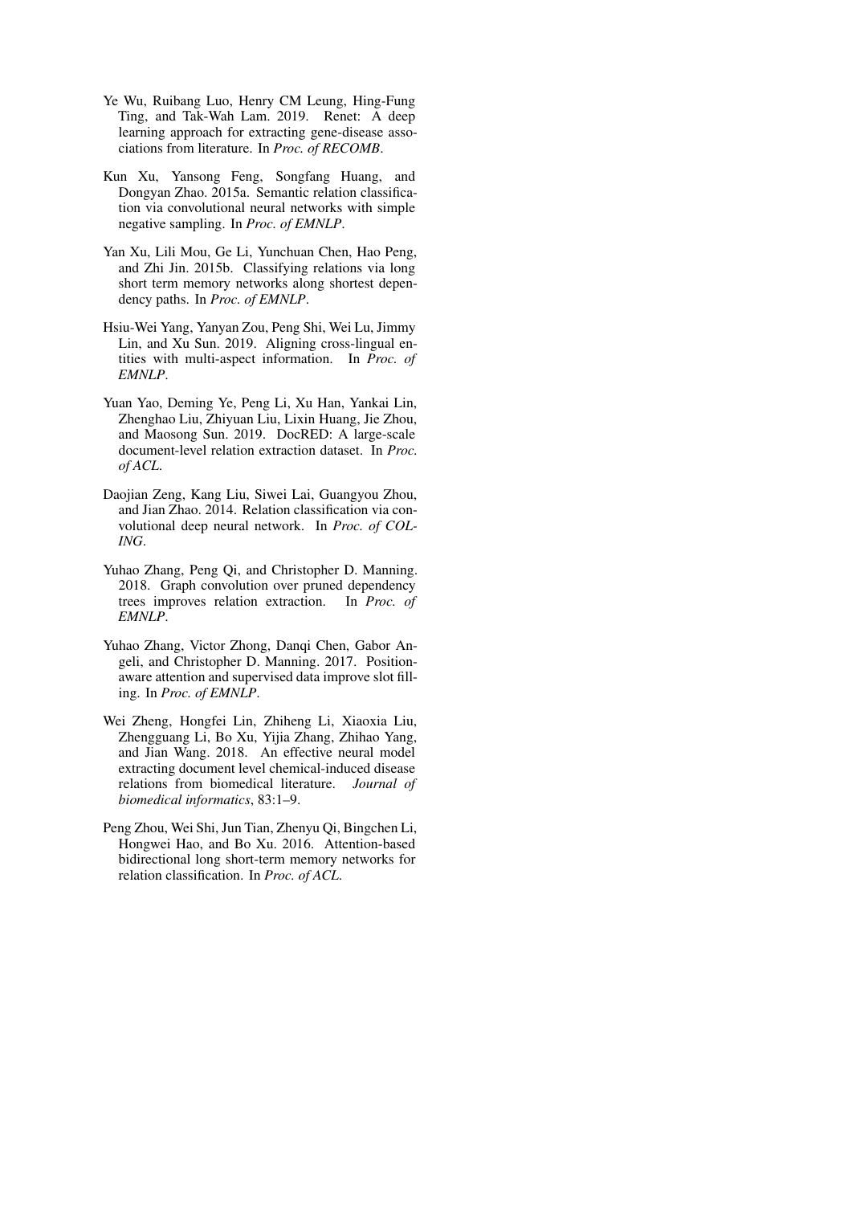Ye Wu, Ruibang Luo, Henry CM Leung, Hing-Fung Ting, and Tak-Wah Lam. 2019. Renet: A deep learning approach for extracting gene-disease associations from literature. In *Proc. of RECOMB*.

Kun Xu, Yansong Feng, Songfang Huang, and Dongyan Zhao. 2015a. Semantic relation classification via convolutional neural networks with simple negative sampling. In *Proc. of EMNLP*.

Yan Xu, Lili Mou, Ge Li, Yunchuan Chen, Hao Peng, and Zhi Jin. 2015b. Classifying relations via long short term memory networks along shortest dependency paths. In *Proc. of EMNLP*.

Hsiu-Wei Yang, Yanyan Zou, Peng Shi, Wei Lu, Jimmy Lin, and Xu Sun. 2019. Aligning cross-lingual entities with multi-aspect information. In *Proc. of EMNLP*.

Yuan Yao, Deming Ye, Peng Li, Xu Han, Yankai Lin, Zhenghao Liu, Zhiyuan Liu, Lixin Huang, Jie Zhou, and Maosong Sun. 2019. DocRED: A large-scale document-level relation extraction dataset. In *Proc. of ACL*.

Daojian Zeng, Kang Liu, Siwei Lai, Guangyou Zhou, and Jian Zhao. 2014. Relation classification via convolutional deep neural network. In *Proc. of COLING*.

Yuhao Zhang, Peng Qi, and Christopher D. Manning. 2018. Graph convolution over pruned dependency trees improves relation extraction. In *Proc. of EMNLP*.

Yuhao Zhang, Victor Zhong, Danqi Chen, Gabor Angeli, and Christopher D. Manning. 2017. Position-aware attention and supervised data improve slot filling. In *Proc. of EMNLP*.

Wei Zheng, Hongfei Lin, Zhiheng Li, Xiaoxia Liu, Zhengguang Li, Bo Xu, Yijia Zhang, Zhihao Yang, and Jian Wang. 2018. An effective neural model extracting document level chemical-induced disease relations from biomedical literature. *Journal of biomedical informatics*, 83:1–9.

Peng Zhou, Wei Shi, Jun Tian, Zhenyu Qi, Bingchen Li, Hongwei Hao, and Bo Xu. 2016. Attention-based bidirectional long short-term memory networks for relation classification. In *Proc. of ACL*.